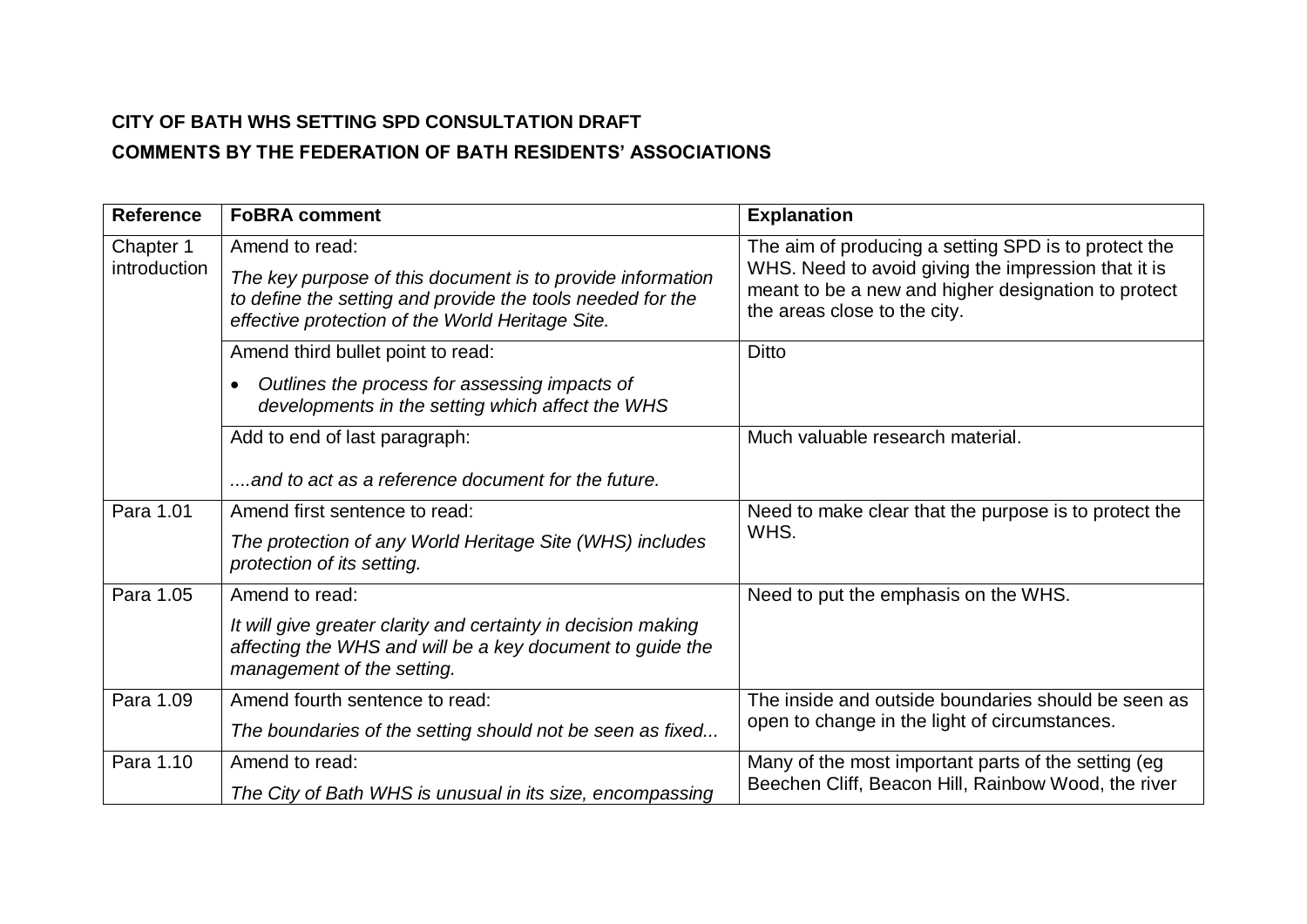**CITY OF BATH WHS SETTING SPD CONSULTATION DRAFT**

**COMMENTS BY THE FEDERATION OF BATH RESIDENTS' ASSOCIATIONS**

| Reference | FoBRA comment | Explanation |
|---|---|---|
| Chapter 1 introduction | Amend to read: *The key purpose of this document is to provide information to define the setting and provide the tools needed for the effective protection of the World Heritage Site.* | The aim of producing a setting SPD is to protect the WHS. Need to avoid giving the impression that it is meant to be a new and higher designation to protect the areas close to the city. |
| | Amend third bullet point to read: • *Outlines the process for assessing impacts of developments in the setting which affect the WHS* | Ditto |
| | Add to end of last paragraph: *....and to act as a reference document for the future.* | Much valuable research material. |
| Para 1.01 | Amend first sentence to read: *The protection of any World Heritage Site (WHS) includes protection of its setting.* | Need to make clear that the purpose is to protect the WHS. |
| Para 1.05 | Amend to read: *It will give greater clarity and certainty in decision making affecting the WHS and will be a key document to guide the management of the setting.* | Need to put the emphasis on the WHS. |
| Para 1.09 | Amend fourth sentence to read: *The boundaries of the setting should not be seen as fixed...* | The inside and outside boundaries should be seen as open to change in the light of circumstances. |
| Para 1.10 | Amend to read: *The City of Bath WHS is unusual in its size, encompassing* | Many of the most important parts of the setting (eg Beechen Cliff, Beacon Hill, Rainbow Wood, the river |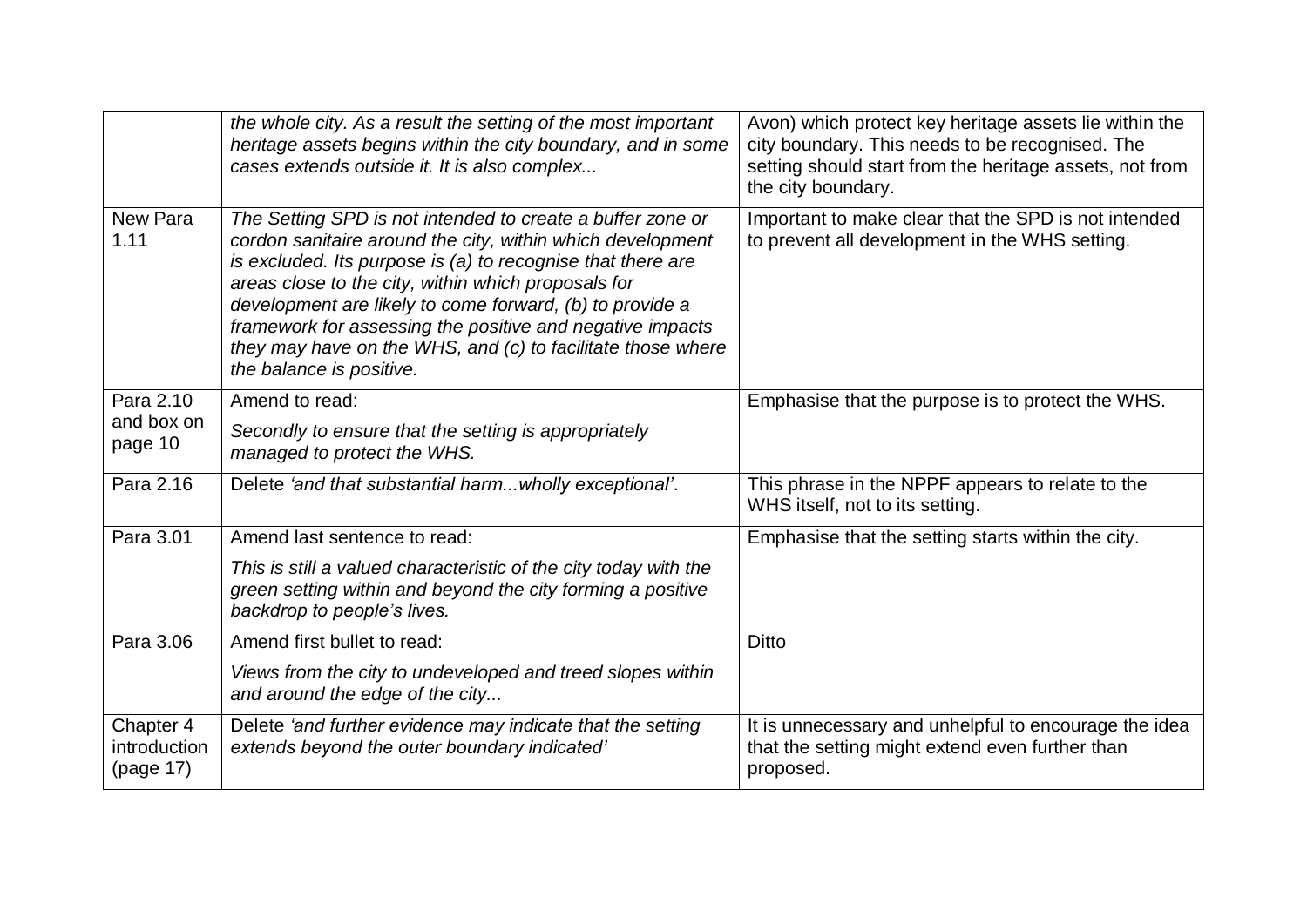|  |  |  |
|---|---|---|
|  | *the whole city. As a result the setting of the most important heritage assets begins within the city boundary, and in some cases extends outside it. It is also complex...* | Avon) which protect key heritage assets lie within the city boundary. This needs to be recognised. The setting should start from the heritage assets, not from the city boundary. |
| New Para 1.11 | *The Setting SPD is not intended to create a buffer zone or cordon sanitaire around the city, within which development is excluded. Its purpose is (a) to recognise that there are areas close to the city, within which proposals for development are likely to come forward, (b) to provide a framework for assessing the positive and negative impacts they may have on the WHS, and (c) to facilitate those where the balance is positive.* | Important to make clear that the SPD is not intended to prevent all development in the WHS setting. |
| Para 2.10 and box on page 10 | Amend to read: *Secondly to ensure that the setting is appropriately managed to protect the WHS.* | Emphasise that the purpose is to protect the WHS. |
| Para 2.16 | Delete *'and that substantial harm...wholly exceptional'*. | This phrase in the NPPF appears to relate to the WHS itself, not to its setting. |
| Para 3.01 | Amend last sentence to read: *This is still a valued characteristic of the city today with the green setting within and beyond the city forming a positive backdrop to people's lives.* | Emphasise that the setting starts within the city. |
| Para 3.06 | Amend first bullet to read: *Views from the city to undeveloped and treed slopes within and around the edge of the city...* | Ditto |
| Chapter 4 introduction (page 17) | Delete *'and further evidence may indicate that the setting extends beyond the outer boundary indicated'* | It is unnecessary and unhelpful to encourage the idea that the setting might extend even further than proposed. |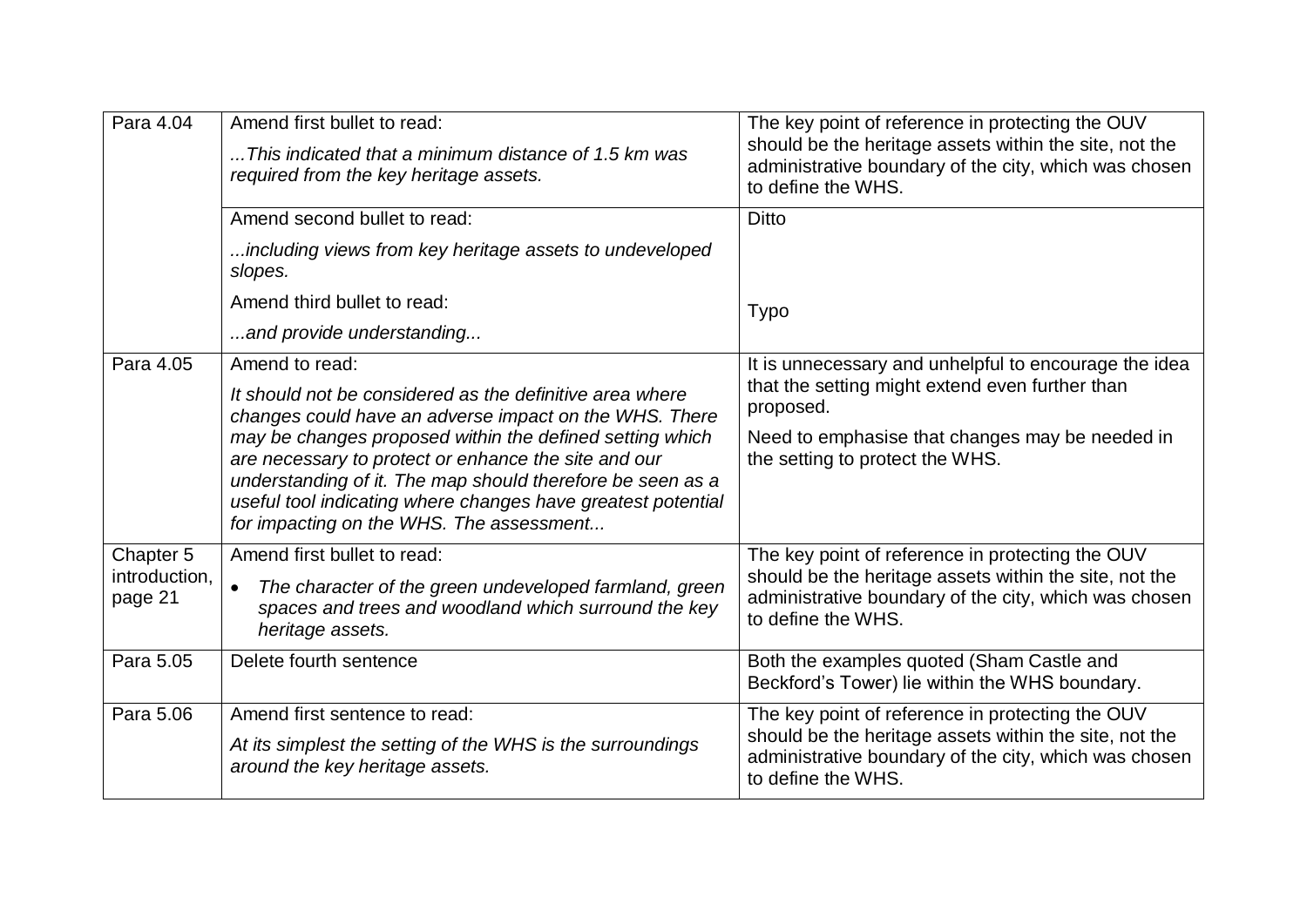| | | |
|---|---|---|
| Para 4.04 | Amend first bullet to read:<br>*...This indicated that a minimum distance of 1.5 km was required from the key heritage assets.* | The key point of reference in protecting the OUV should be the heritage assets within the site, not the administrative boundary of the city, which was chosen to define the WHS. |
| | Amend second bullet to read:<br>*...including views from key heritage assets to undeveloped slopes.* | Ditto |
| | Amend third bullet to read:<br>*...and provide understanding...* | Typo |
| Para 4.05 | Amend to read:<br>*It should not be considered as the definitive area where changes could have an adverse impact on the WHS. There may be changes proposed within the defined setting which are necessary to protect or enhance the site and our understanding of it. The map should therefore be seen as a useful tool indicating where changes have greatest potential for impacting on the WHS. The assessment...* | It is unnecessary and unhelpful to encourage the idea that the setting might extend even further than proposed.<br>Need to emphasise that changes may be needed in the setting to protect the WHS. |
| Chapter 5 introduction, page 21 | Amend first bullet to read:<br>• *The character of the green undeveloped farmland, green spaces and trees and woodland which surround the key heritage assets.* | The key point of reference in protecting the OUV should be the heritage assets within the site, not the administrative boundary of the city, which was chosen to define the WHS. |
| Para 5.05 | Delete fourth sentence | Both the examples quoted (Sham Castle and Beckford's Tower) lie within the WHS boundary. |
| Para 5.06 | Amend first sentence to read:<br>*At its simplest the setting of the WHS is the surroundings around the key heritage assets.* | The key point of reference in protecting the OUV should be the heritage assets within the site, not the administrative boundary of the city, which was chosen to define the WHS. |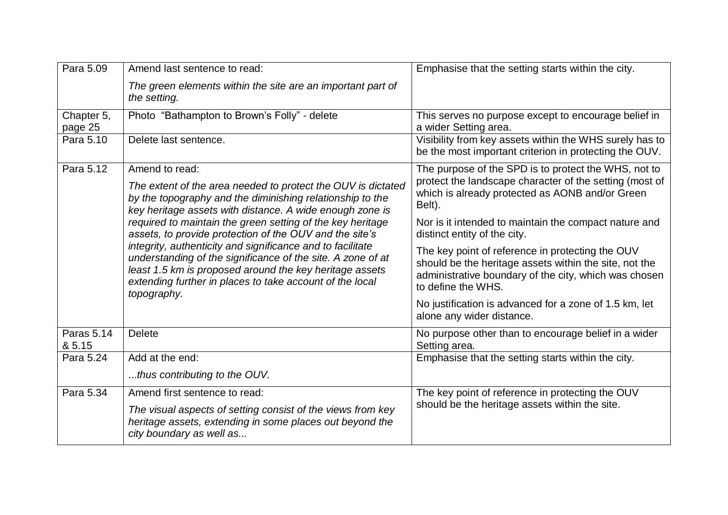| | | |
|---|---|---|
| Para 5.09 | Amend last sentence to read:<br><br>*The green elements within the site are an important part of the setting.* | Emphasise that the setting starts within the city. |
| Chapter 5, page 25 | Photo "Bathampton to Brown's Folly" - delete | This serves no purpose except to encourage belief in a wider Setting area. |
| Para 5.10 | Delete last sentence. | Visibility from key assets within the WHS surely has to be the most important criterion in protecting the OUV. |
| Para 5.12 | Amend to read:<br><br>*The extent of the area needed to protect the OUV is dictated by the topography and the diminishing relationship to the key heritage assets with distance. A wide enough zone is required to maintain the green setting of the key heritage assets, to provide protection of the OUV and the site's integrity, authenticity and significance and to facilitate understanding of the significance of the site. A zone of at least 1.5 km is proposed around the key heritage assets extending further in places to take account of the local topography.* | The purpose of the SPD is to protect the WHS, not to protect the landscape character of the setting (most of which is already protected as AONB and/or Green Belt).<br><br>Nor is it intended to maintain the compact nature and distinct entity of the city.<br><br>The key point of reference in protecting the OUV should be the heritage assets within the site, not the administrative boundary of the city, which was chosen to define the WHS.<br><br>No justification is advanced for a zone of 1.5 km, let alone any wider distance. |
| Paras 5.14 & 5.15 | Delete | No purpose other than to encourage belief in a wider Setting area. |
| Para 5.24 | Add at the end:<br><br>*...thus contributing to the OUV.* | Emphasise that the setting starts within the city. |
| Para 5.34 | Amend first sentence to read:<br><br>*The visual aspects of setting consist of the views from key heritage assets, extending in some places out beyond the city boundary as well as...* | The key point of reference in protecting the OUV should be the heritage assets within the site. |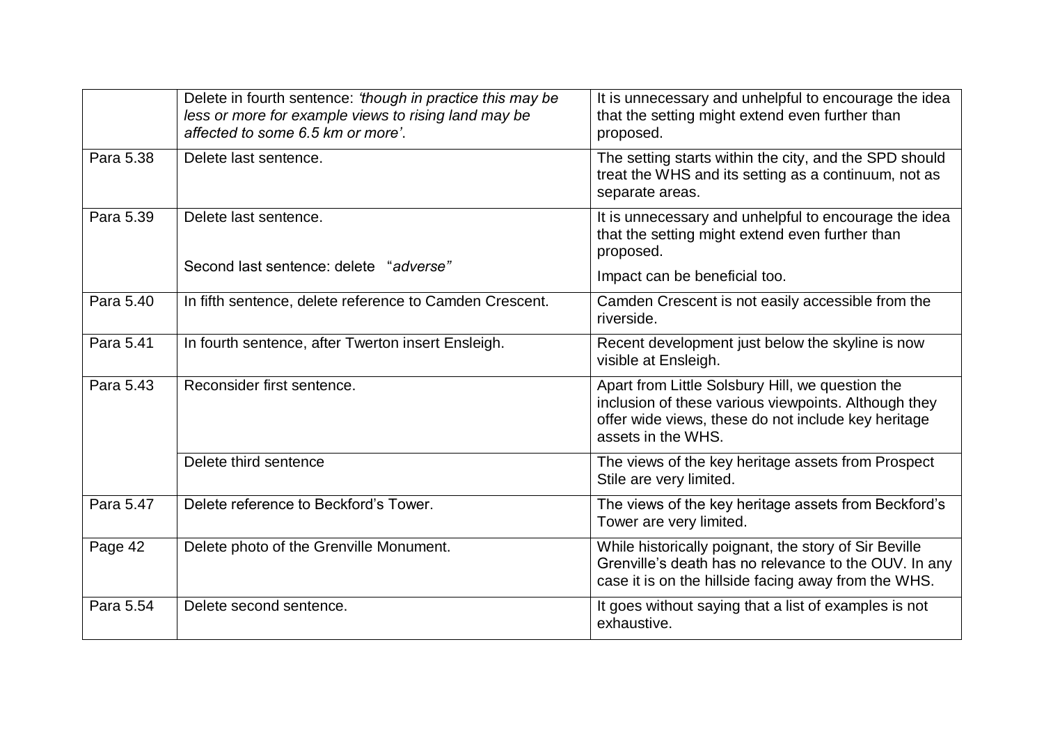| | | |
|---|---|---|
| | Delete in fourth sentence: *'though in practice this may be less or more for example views to rising land may be affected to some 6.5 km or more'*. | It is unnecessary and unhelpful to encourage the idea that the setting might extend even further than proposed. |
| Para 5.38 | Delete last sentence. | The setting starts within the city, and the SPD should treat the WHS and its setting as a continuum, not as separate areas. |
| Para 5.39 | Delete last sentence. | It is unnecessary and unhelpful to encourage the idea that the setting might extend even further than proposed. |
| | Second last sentence: delete "*adverse*" | Impact can be beneficial too. |
| Para 5.40 | In fifth sentence, delete reference to Camden Crescent. | Camden Crescent is not easily accessible from the riverside. |
| Para 5.41 | In fourth sentence, after Twerton insert Ensleigh. | Recent development just below the skyline is now visible at Ensleigh. |
| Para 5.43 | Reconsider first sentence. | Apart from Little Solsbury Hill, we question the inclusion of these various viewpoints. Although they offer wide views, these do not include key heritage assets in the WHS. |
| | Delete third sentence | The views of the key heritage assets from Prospect Stile are very limited. |
| Para 5.47 | Delete reference to Beckford's Tower. | The views of the key heritage assets from Beckford's Tower are very limited. |
| Page 42 | Delete photo of the Grenville Monument. | While historically poignant, the story of Sir Beville Grenville's death has no relevance to the OUV. In any case it is on the hillside facing away from the WHS. |
| Para 5.54 | Delete second sentence. | It goes without saying that a list of examples is not exhaustive. |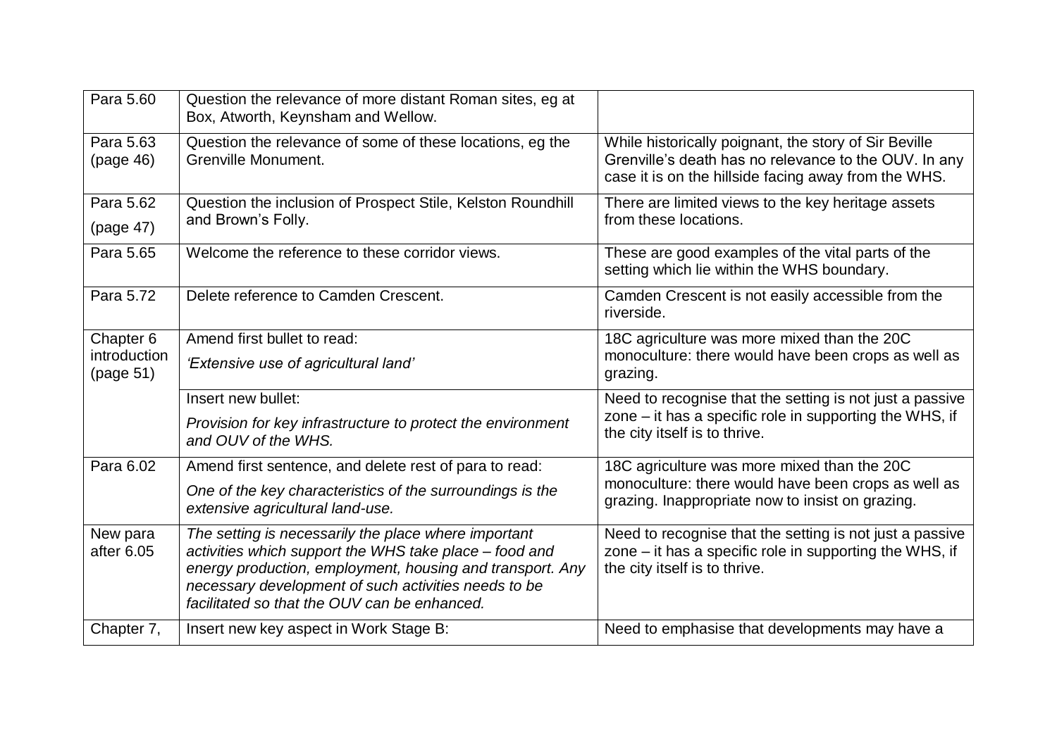| | | |
|---|---|---|
| Para 5.60 | Question the relevance of more distant Roman sites, eg at Box, Atworth, Keynsham and Wellow. | |
| Para 5.63 (page 46) | Question the relevance of some of these locations, eg the Grenville Monument. | While historically poignant, the story of Sir Beville Grenville's death has no relevance to the OUV. In any case it is on the hillside facing away from the WHS. |
| Para 5.62 (page 47) | Question the inclusion of Prospect Stile, Kelston Roundhill and Brown's Folly. | There are limited views to the key heritage assets from these locations. |
| Para 5.65 | Welcome the reference to these corridor views. | These are good examples of the vital parts of the setting which lie within the WHS boundary. |
| Para 5.72 | Delete reference to Camden Crescent. | Camden Crescent is not easily accessible from the riverside. |
| Chapter 6 introduction (page 51) | Amend first bullet to read: *'Extensive use of agricultural land'* | 18C agriculture was more mixed than the 20C monoculture: there would have been crops as well as grazing. |
| | Insert new bullet: *Provision for key infrastructure to protect the environment and OUV of the WHS.* | Need to recognise that the setting is not just a passive zone – it has a specific role in supporting the WHS, if the city itself is to thrive. |
| Para 6.02 | Amend first sentence, and delete rest of para to read: *One of the key characteristics of the surroundings is the extensive agricultural land-use.* | 18C agriculture was more mixed than the 20C monoculture: there would have been crops as well as grazing. Inappropriate now to insist on grazing. |
| New para after 6.05 | *The setting is necessarily the place where important activities which support the WHS take place – food and energy production, employment, housing and transport. Any necessary development of such activities needs to be facilitated so that the OUV can be enhanced.* | Need to recognise that the setting is not just a passive zone – it has a specific role in supporting the WHS, if the city itself is to thrive. |
| Chapter 7, | Insert new key aspect in Work Stage B: | Need to emphasise that developments may have a |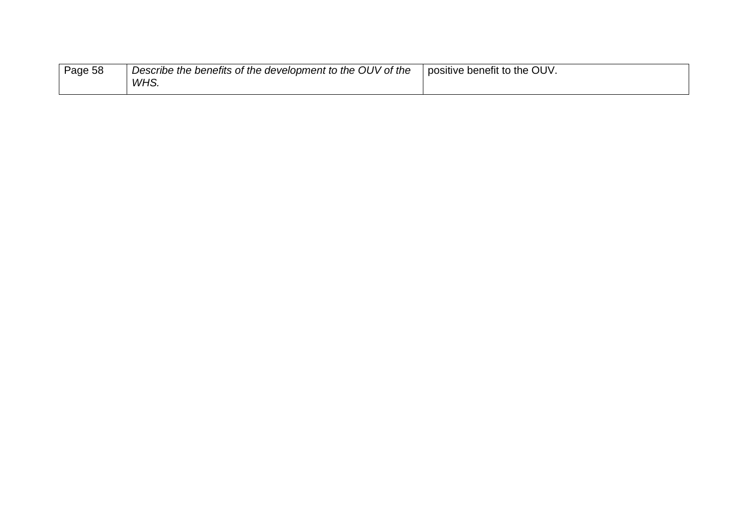| | | |
|---|---|---|
| Page 58 | *Describe the benefits of the development to the OUV of the WHS.* | positive benefit to the OUV. |